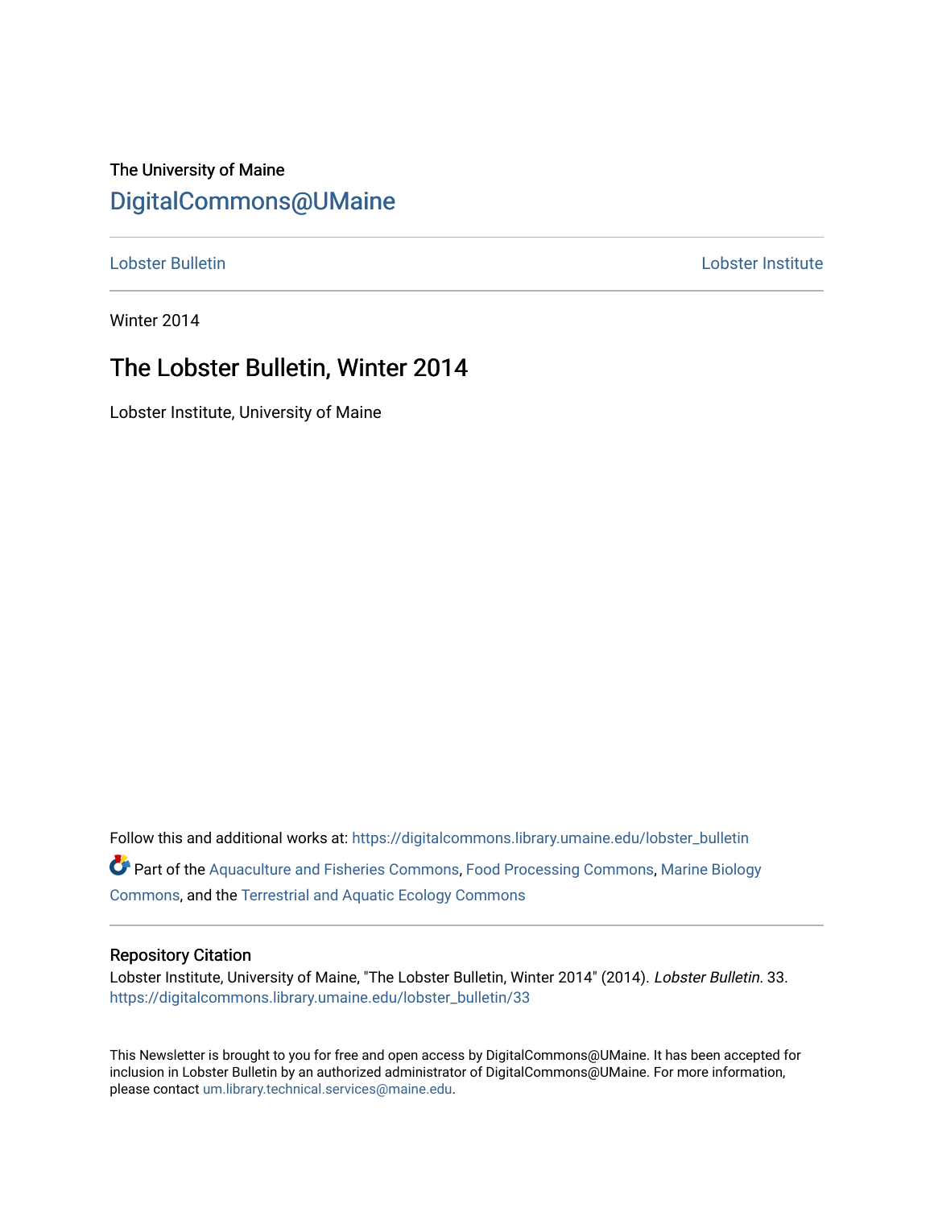The University of Maine

DigitalCommons@UMaine

Lobster Bulletin | Lobster Institute

Winter 2014

# The Lobster Bulletin, Winter 2014

Lobster Institute, University of Maine

Follow this and additional works at: https://digitalcommons.library.umaine.edu/lobster_bulletin

Part of the Aquaculture and Fisheries Commons, Food Processing Commons, Marine Biology Commons, and the Terrestrial and Aquatic Ecology Commons

## Repository Citation

Lobster Institute, University of Maine, "The Lobster Bulletin, Winter 2014" (2014). *Lobster Bulletin*. 33.
https://digitalcommons.library.umaine.edu/lobster_bulletin/33

This Newsletter is brought to you for free and open access by DigitalCommons@UMaine. It has been accepted for inclusion in Lobster Bulletin by an authorized administrator of DigitalCommons@UMaine. For more information, please contact um.library.technical.services@maine.edu.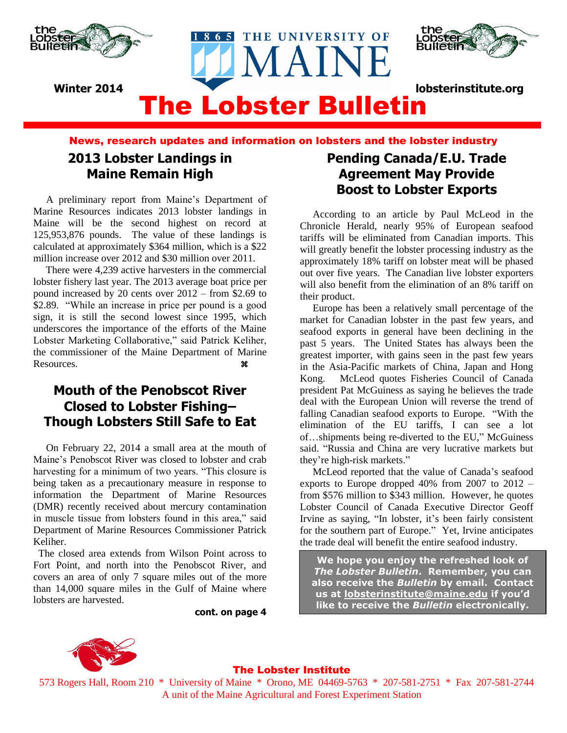Winter 2014

lobsterinstitute.org

# The Lobster Bulletin

**News, research updates and information on lobsters and the lobster industry**

## 2013 Lobster Landings in Maine Remain High

A preliminary report from Maine's Department of Marine Resources indicates 2013 lobster landings in Maine will be the second highest on record at 125,953,876 pounds. The value of these landings is calculated at approximately $364 million, which is a $22 million increase over 2012 and $30 million over 2011.

There were 4,239 active harvesters in the commercial lobster fishery last year. The 2013 average boat price per pound increased by 20 cents over 2012 – from $2.69 to $2.89. "While an increase in price per pound is a good sign, it is still the second lowest since 1995, which underscores the importance of the efforts of the Maine Lobster Marketing Collaborative," said Patrick Keliher, the commissioner of the Maine Department of Marine Resources. ⌘

## Mouth of the Penobscot River Closed to Lobster Fishing– Though Lobsters Still Safe to Eat

On February 22, 2014 a small area at the mouth of Maine's Penobscot River was closed to lobster and crab harvesting for a minimum of two years. "This closure is being taken as a precautionary measure in response to information the Department of Marine Resources (DMR) recently received about mercury contamination in muscle tissue from lobsters found in this area," said Department of Marine Resources Commissioner Patrick Keliher.

The closed area extends from Wilson Point across to Fort Point, and north into the Penobscot River, and covers an area of only 7 square miles out of the more than 14,000 square miles in the Gulf of Maine where lobsters are harvested.

**cont. on page 4**

## Pending Canada/E.U. Trade Agreement May Provide Boost to Lobster Exports

According to an article by Paul McLeod in the Chronicle Herald, nearly 95% of European seafood tariffs will be eliminated from Canadian imports. This will greatly benefit the lobster processing industry as the approximately 18% tariff on lobster meat will be phased out over five years. The Canadian live lobster exporters will also benefit from the elimination of an 8% tariff on their product.

Europe has been a relatively small percentage of the market for Canadian lobster in the past few years, and seafood exports in general have been declining in the past 5 years. The United States has always been the greatest importer, with gains seen in the past few years in the Asia-Pacific markets of China, Japan and Hong Kong. McLeod quotes Fisheries Council of Canada president Pat McGuiness as saying he believes the trade deal with the European Union will reverse the trend of falling Canadian seafood exports to Europe. "With the elimination of the EU tariffs, I can see a lot of…shipments being re-diverted to the EU," McGuiness said. "Russia and China are very lucrative markets but they're high-risk markets."

McLeod reported that the value of Canada's seafood exports to Europe dropped 40% from 2007 to 2012 – from $576 million to $343 million. However, he quotes Lobster Council of Canada Executive Director Geoff Irvine as saying, "In lobster, it's been fairly consistent for the southern part of Europe." Yet, Irvine anticipates the trade deal will benefit the entire seafood industry.

**We hope you enjoy the refreshed look of *The Lobster Bulletin*. Remember, you can also receive the *Bulletin* by email. Contact us at lobsterinstitute@maine.edu if you'd like to receive the *Bulletin* electronically.**

**The Lobster Institute**

573 Rogers Hall, Room 210 * University of Maine * Orono, ME 04469-5763 * 207-581-2751 * Fax 207-581-2744
A unit of the Maine Agricultural and Forest Experiment Station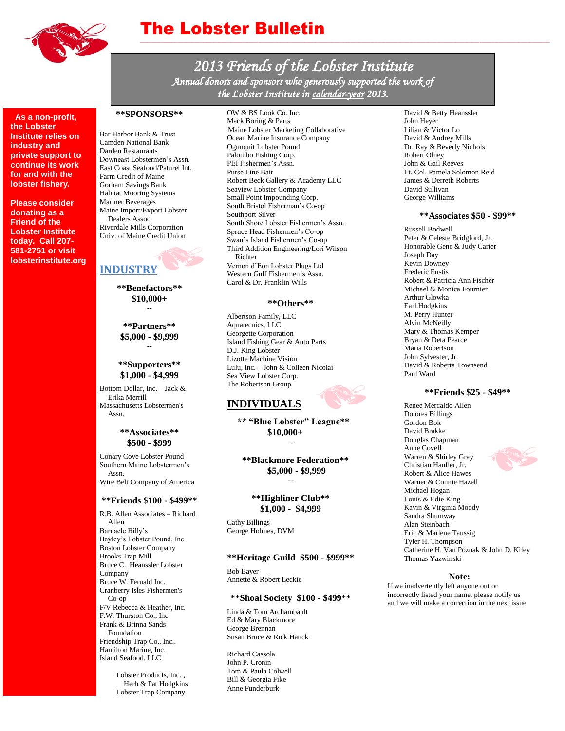# The Lobster Bulletin

## *2013 Friends of the Lobster Institute*

*Annual donors and sponsors who generously supported the work of the Lobster Institute in calendar-year 2013.*

**As a non-profit, the Lobster Institute relies on industry and private support to continue its work for and with the lobster fishery.**

**Please consider donating as a Friend of the Lobster Institute today. Call 207-581-2751 or visit lobsterinstitute.org**

### **SPONSORS**

Bar Harbor Bank & Trust
Camden National Bank
Darden Restaurants
Downeast Lobstermen's Assn.
East Coast Seafood/Paturel Int.
Farm Credit of Maine
Gorham Savings Bank
Habitat Mooring Systems
Mariner Beverages
Maine Import/Export Lobster Dealers Assoc.
Riverdale Mills Corporation
Univ. of Maine Credit Union

## INDUSTRY

### **Benefactors** $10,000+

--

### **Partners** $5,000 - $9,999

--

### **Supporters** $1,000 - $4,999

Bottom Dollar, Inc. – Jack & Erika Merrill
Massachusetts Lobstermen's Assn.

### **Associates** $500 - $999

Conary Cove Lobster Pound
Southern Maine Lobstermen's Assn.
Wire Belt Company of America

### **Friends $100 - $499**

R.B. Allen Associates – Richard Allen
Barnacle Billy's
Bayley's Lobster Pound, Inc.
Boston Lobster Company
Brooks Trap Mill
Bruce C. Heanssler Lobster Company
Bruce W. Fernald Inc.
Cranberry Isles Fishermen's Co-op
F/V Rebecca & Heather, Inc.
F.W. Thurston Co., Inc.
Frank & Brinna Sands Foundation
Friendship Trap Co., Inc..
Hamilton Marine, Inc.
Island Seafood, LLC
Lobster Products, Inc. , Herb & Pat Hodgkins
Lobster Trap Company
OW & BS Look Co. Inc.
Mack Boring & Parts
Maine Lobster Marketing Collaborative
Ocean Marine Insurance Company
Ogunquit Lobster Pound
Palombo Fishing Corp.
PEI Fishermen's Assn.
Purse Line Bait
Robert Beck Gallery & Academy LLC
Seaview Lobster Company
Small Point Impounding Corp.
South Bristol Fisherman's Co-op
Southport Silver
South Shore Lobster Fishermen's Assn.
Spruce Head Fishermen's Co-op
Swan's Island Fishermen's Co-op
Third Addition Engineering/Lori Wilson Richter
Vernon d'Eon Lobster Plugs Ltd
Western Gulf Fishermen's Assn.
Carol & Dr. Franklin Wills

### **Others**

Albertson Family, LLC
Aquatecnics, LLC
Georgette Corporation
Island Fishing Gear & Auto Parts
D.J. King Lobster
Lizotte Machine Vision
Lulu, Inc. – John & Colleen Nicolai
Sea View Lobster Corp.
The Robertson Group

## INDIVIDUALS

### ** "Blue Lobster" League** $10,000+

--

### **Blackmore Federation** $5,000 - $9,999

--

### **Highliner Club** $1,000 - $4,999

Cathy Billings
George Holmes, DVM

### **Heritage Guild $500 - $999**

Bob Bayer
Annette & Robert Leckie

### **Shoal Society $100 - $499**

Linda & Tom Archambault
Ed & Mary Blackmore
George Brennan
Susan Bruce & Rick Hauck

Richard Cassola
John P. Cronin
Tom & Paula Colwell
Bill & Georgia Fike
Anne Funderburk
David & Betty Heanssler
John Heyer
Lilian & Victor Lo
David & Audrey Mills
Dr. Ray & Beverly Nichols
Robert Olney
John & Gail Reeves
Lt. Col. Pamela Solomon Reid
James & Derreth Roberts
David Sullivan
George Williams

### **Associates $50 - $99**

Russell Bodwell
Peter & Celeste Bridgford, Jr.
Honorable Gene & Judy Carter
Joseph Day
Kevin Downey
Frederic Eustis
Robert & Patricia Ann Fischer
Michael & Monica Fournier
Arthur Glowka
Earl Hodgkins
M. Perry Hunter
Alvin McNeilly
Mary & Thomas Kemper
Bryan & Deta Pearce
Maria Robertson
John Sylvester, Jr.
David & Roberta Townsend
Paul Ward

### **Friends $25 - $49**

Renee Mercaldo Allen
Dolores Billings
Gordon Bok
David Brakke
Douglas Chapman
Anne Covell
Warren & Shirley Gray
Christian Haufler, Jr.
Robert & Alice Hawes
Warner & Connie Hazell
Michael Hogan
Louis & Edie King
Kavin & Virginia Moody
Sandra Shumway
Alan Steinbach
Eric & Marlene Taussig
Tyler H. Thompson
Catherine H. Van Poznak & John D. Kiley
Thomas Yazwinski

**Note:**
If we inadvertently left anyone out or incorrectly listed your name, please notify us and we will make a correction in the next issue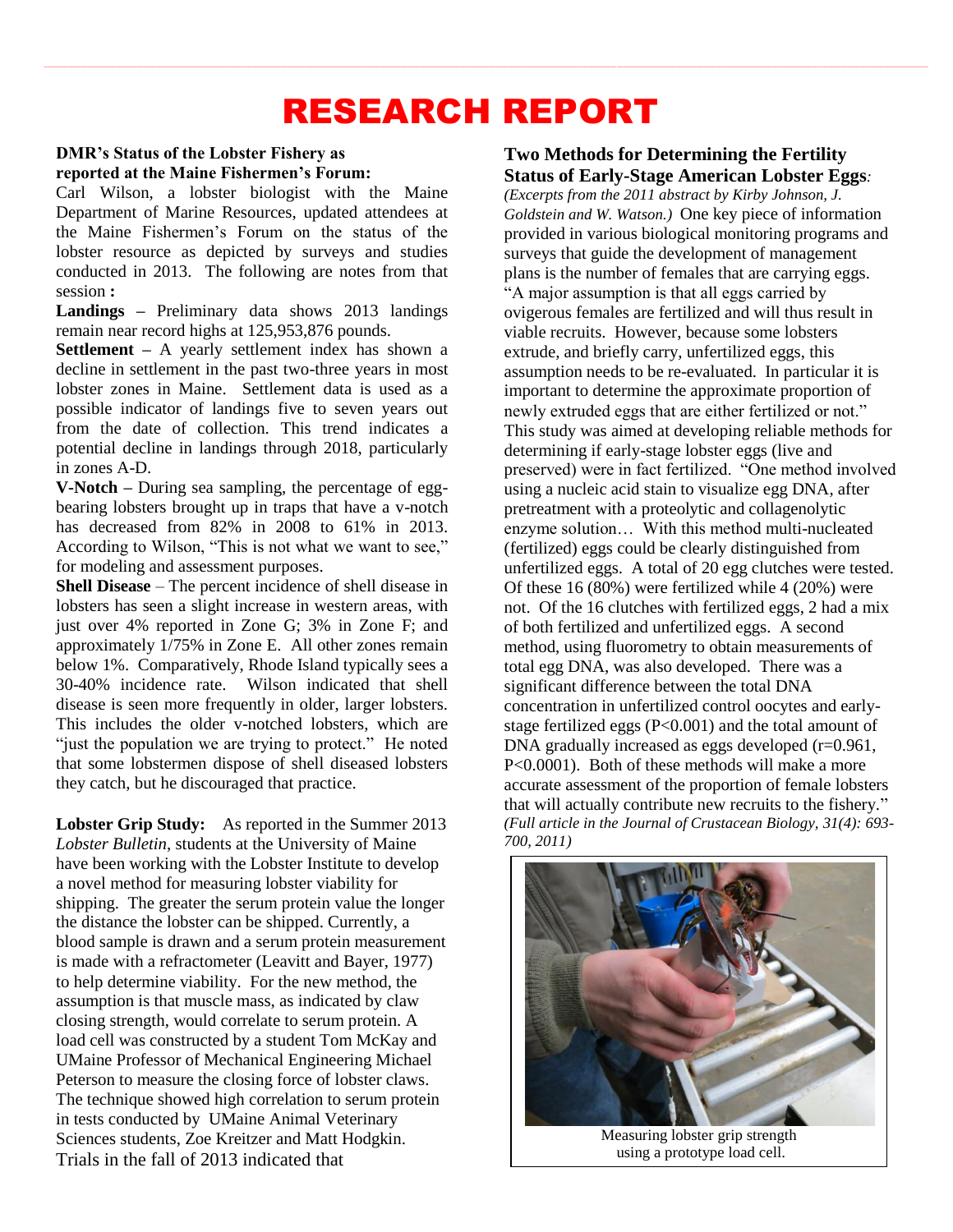# RESEARCH REPORT

**DMR's Status of the Lobster Fishery as reported at the Maine Fishermen's Forum:**

Carl Wilson, a lobster biologist with the Maine Department of Marine Resources, updated attendees at the Maine Fishermen's Forum on the status of the lobster resource as depicted by surveys and studies conducted in 2013. The following are notes from that session **:**

**Landings –** Preliminary data shows 2013 landings remain near record highs at 125,953,876 pounds.

**Settlement –** A yearly settlement index has shown a decline in settlement in the past two-three years in most lobster zones in Maine. Settlement data is used as a possible indicator of landings five to seven years out from the date of collection. This trend indicates a potential decline in landings through 2018, particularly in zones A-D.

**V-Notch –** During sea sampling, the percentage of egg-bearing lobsters brought up in traps that have a v-notch has decreased from 82% in 2008 to 61% in 2013. According to Wilson, "This is not what we want to see," for modeling and assessment purposes.

**Shell Disease** – The percent incidence of shell disease in lobsters has seen a slight increase in western areas, with just over 4% reported in Zone G; 3% in Zone F; and approximately 1/75% in Zone E. All other zones remain below 1%. Comparatively, Rhode Island typically sees a 30-40% incidence rate. Wilson indicated that shell disease is seen more frequently in older, larger lobsters. This includes the older v-notched lobsters, which are "just the population we are trying to protect." He noted that some lobstermen dispose of shell diseased lobsters they catch, but he discouraged that practice.

**Lobster Grip Study:** As reported in the Summer 2013 *Lobster Bulletin*, students at the University of Maine have been working with the Lobster Institute to develop a novel method for measuring lobster viability for shipping. The greater the serum protein value the longer the distance the lobster can be shipped. Currently, a blood sample is drawn and a serum protein measurement is made with a refractometer (Leavitt and Bayer, 1977) to help determine viability. For the new method, the assumption is that muscle mass, as indicated by claw closing strength, would correlate to serum protein. A load cell was constructed by a student Tom McKay and UMaine Professor of Mechanical Engineering Michael Peterson to measure the closing force of lobster claws. The technique showed high correlation to serum protein in tests conducted by UMaine Animal Veterinary Sciences students, Zoe Kreitzer and Matt Hodgkin. Trials in the fall of 2013 indicated that

**Two Methods for Determining the Fertility Status of Early-Stage American Lobster Eggs***:*

*(Excerpts from the 2011 abstract by Kirby Johnson, J. Goldstein and W. Watson.)* One key piece of information provided in various biological monitoring programs and surveys that guide the development of management plans is the number of females that are carrying eggs. "A major assumption is that all eggs carried by ovigerous females are fertilized and will thus result in viable recruits. However, because some lobsters extrude, and briefly carry, unfertilized eggs, this assumption needs to be re-evaluated. In particular it is important to determine the approximate proportion of newly extruded eggs that are either fertilized or not." This study was aimed at developing reliable methods for determining if early-stage lobster eggs (live and preserved) were in fact fertilized. "One method involved using a nucleic acid stain to visualize egg DNA, after pretreatment with a proteolytic and collagenolytic enzyme solution… With this method multi-nucleated (fertilized) eggs could be clearly distinguished from unfertilized eggs. A total of 20 egg clutches were tested. Of these 16 (80%) were fertilized while 4 (20%) were not. Of the 16 clutches with fertilized eggs, 2 had a mix of both fertilized and unfertilized eggs. A second method, using fluorometry to obtain measurements of total egg DNA, was also developed. There was a significant difference between the total DNA concentration in unfertilized control oocytes and early-stage fertilized eggs ($P<0.001$) and the total amount of DNA gradually increased as eggs developed ($r=0.961$, $P<0.0001$). Both of these methods will make a more accurate assessment of the proportion of female lobsters that will actually contribute new recruits to the fishery." *(Full article in the Journal of Crustacean Biology, 31(4): 693-700, 2011)*

Measuring lobster grip strength using a prototype load cell.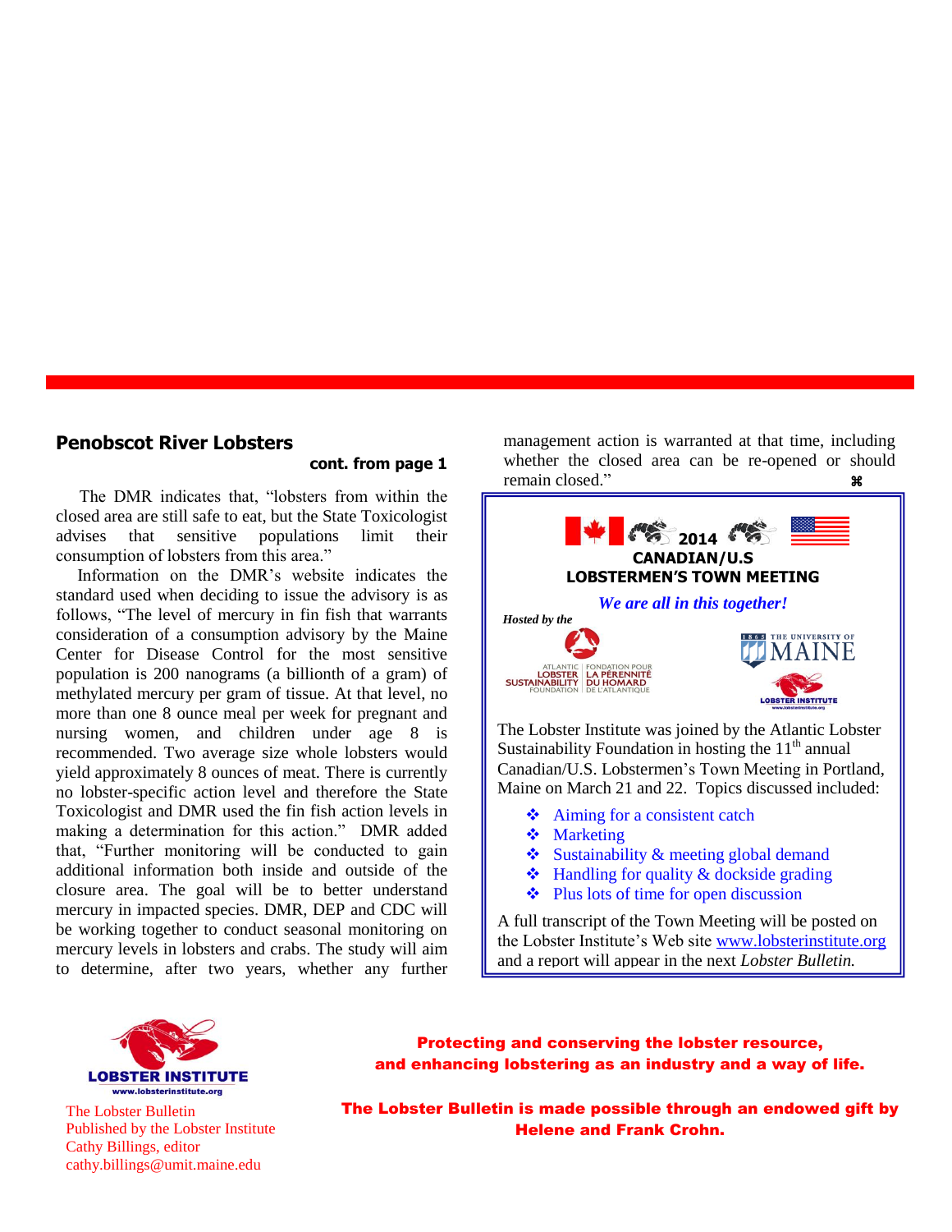## Penobscot River Lobsters

**cont. from page 1**

The DMR indicates that, "lobsters from within the closed area are still safe to eat, but the State Toxicologist advises that sensitive populations limit their consumption of lobsters from this area."

Information on the DMR's website indicates the standard used when deciding to issue the advisory is as follows, "The level of mercury in fin fish that warrants consideration of a consumption advisory by the Maine Center for Disease Control for the most sensitive population is 200 nanograms (a billionth of a gram) of methylated mercury per gram of tissue. At that level, no more than one 8 ounce meal per week for pregnant and nursing women, and children under age 8 is recommended. Two average size whole lobsters would yield approximately 8 ounces of meat. There is currently no lobster-specific action level and therefore the State Toxicologist and DMR used the fin fish action levels in making a determination for this action." DMR added that, "Further monitoring will be conducted to gain additional information both inside and outside of the closure area. The goal will be to better understand mercury in impacted species. DMR, DEP and CDC will be working together to conduct seasonal monitoring on mercury levels in lobsters and crabs. The study will aim to determine, after two years, whether any further management action is warranted at that time, including whether the closed area can be re-opened or should remain closed." ⌘

**2014**
**CANADIAN/U.S**
**LOBSTERMEN'S TOWN MEETING**

***We are all in this together!***

***Hosted by the***

ATLANTIC LOBSTER SUSTAINABILITY FOUNDATION | FONDATION POUR LA PÉRENNITÉ DU HOMARD DE L'ATLANTIQUE

1865 THE UNIVERSITY OF MAINE

LOBSTER INSTITUTE

The Lobster Institute was joined by the Atlantic Lobster Sustainability Foundation in hosting the 11th annual Canadian/U.S. Lobstermen's Town Meeting in Portland, Maine on March 21 and 22. Topics discussed included:

- Aiming for a consistent catch
- Marketing
- Sustainability & meeting global demand
- Handling for quality & dockside grading
- Plus lots of time for open discussion

A full transcript of the Town Meeting will be posted on the Lobster Institute's Web site www.lobsterinstitute.org and a report will appear in the next *Lobster Bulletin.*

LOBSTER INSTITUTE
www.lobsterinstitute.org

The Lobster Bulletin
Published by the Lobster Institute
Cathy Billings, editor
cathy.billings@umit.maine.edu

**Protecting and conserving the lobster resource, and enhancing lobstering as an industry and a way of life.**

**The Lobster Bulletin is made possible through an endowed gift by Helene and Frank Crohn.**